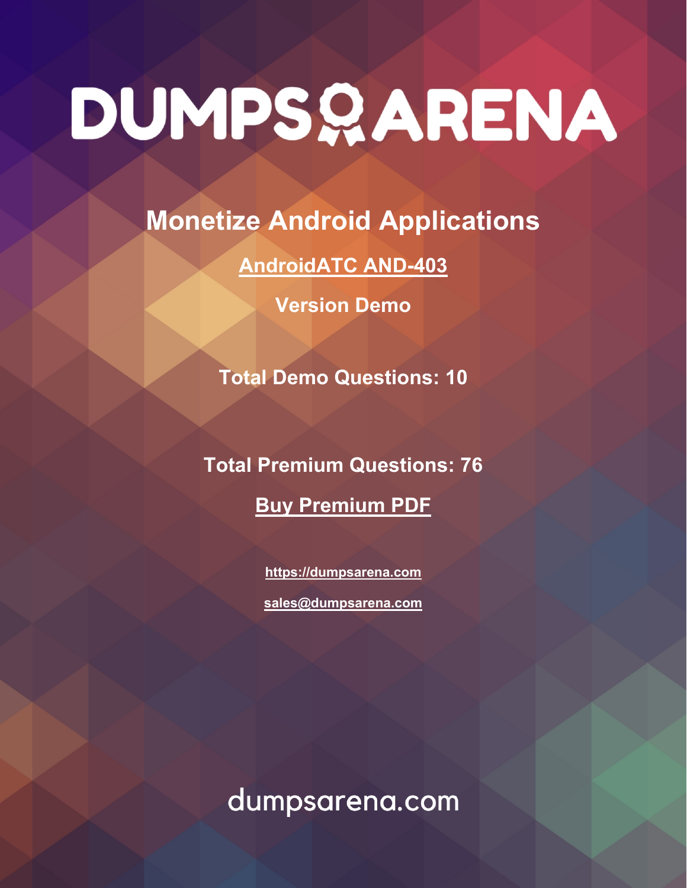# DUMPSARENA

## Monetize Android Applications

**AndroidATC AND-403**

**Version Demo**

**Total Demo Questions: 10**

**Total Premium Questions: 76**

**Buy Premium PDF**

https://dumpsarena.com

sales@dumpsarena.com

dumpsarena.com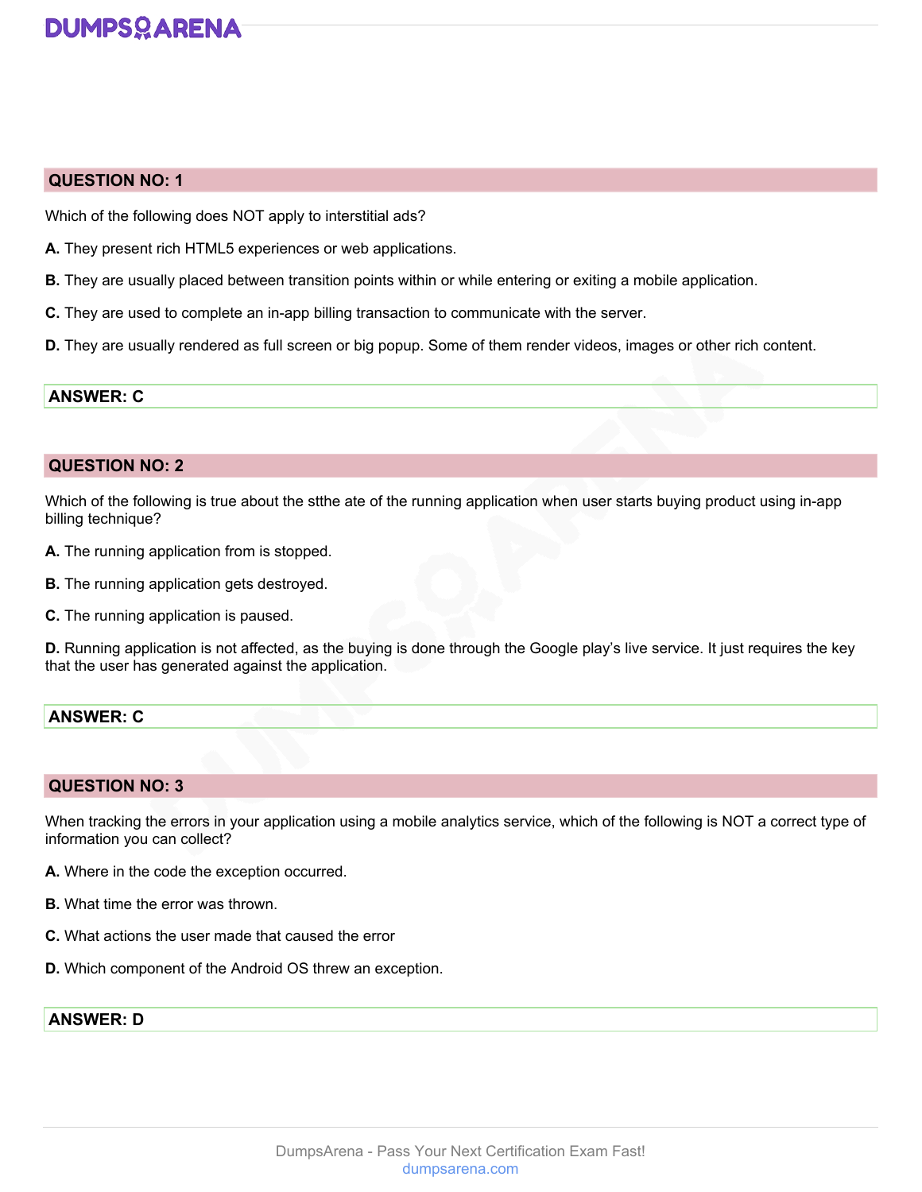## QUESTION NO: 1

Which of the following does NOT apply to interstitial ads?

**A.** They present rich HTML5 experiences or web applications.

**B.** They are usually placed between transition points within or while entering or exiting a mobile application.

**C.** They are used to complete an in-app billing transaction to communicate with the server.

**D.** They are usually rendered as full screen or big popup. Some of them render videos, images or other rich content.

**ANSWER: C**

## QUESTION NO: 2

Which of the following is true about the stthe ate of the running application when user starts buying product using in-app billing technique?

**A.** The running application from is stopped.

**B.** The running application gets destroyed.

**C.** The running application is paused.

**D.** Running application is not affected, as the buying is done through the Google play's live service. It just requires the key that the user has generated against the application.

**ANSWER: C**

## QUESTION NO: 3

When tracking the errors in your application using a mobile analytics service, which of the following is NOT a correct type of information you can collect?

**A.** Where in the code the exception occurred.

**B.** What time the error was thrown.

**C.** What actions the user made that caused the error

**D.** Which component of the Android OS threw an exception.

**ANSWER: D**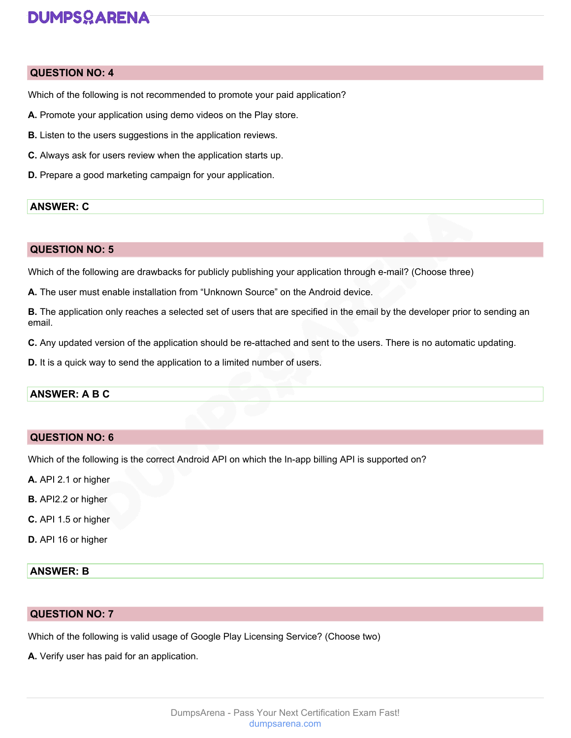## QUESTION NO: 4

Which of the following is not recommended to promote your paid application?

**A.** Promote your application using demo videos on the Play store.

**B.** Listen to the users suggestions in the application reviews.

**C.** Always ask for users review when the application starts up.

**D.** Prepare a good marketing campaign for your application.

**ANSWER: C**

## QUESTION NO: 5

Which of the following are drawbacks for publicly publishing your application through e-mail? (Choose three)

**A.** The user must enable installation from "Unknown Source" on the Android device.

**B.** The application only reaches a selected set of users that are specified in the email by the developer prior to sending an email.

**C.** Any updated version of the application should be re-attached and sent to the users. There is no automatic updating.

**D.** It is a quick way to send the application to a limited number of users.

**ANSWER: A B C**

## QUESTION NO: 6

Which of the following is the correct Android API on which the In-app billing API is supported on?

**A.** API 2.1 or higher

**B.** API2.2 or higher

**C.** API 1.5 or higher

**D.** API 16 or higher

**ANSWER: B**

## QUESTION NO: 7

Which of the following is valid usage of Google Play Licensing Service? (Choose two)

**A.** Verify user has paid for an application.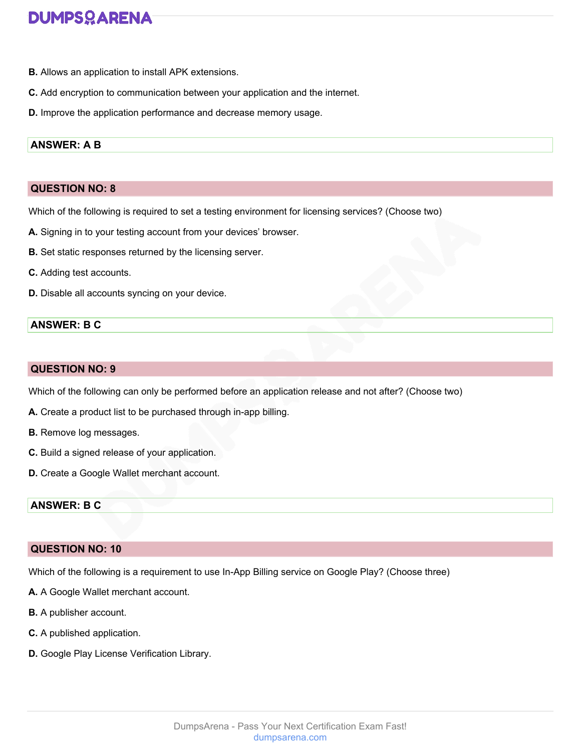**B.** Allows an application to install APK extensions.

**C.** Add encryption to communication between your application and the internet.

**D.** Improve the application performance and decrease memory usage.

**ANSWER: A B**

## QUESTION NO: 8

Which of the following is required to set a testing environment for licensing services? (Choose two)

**A.** Signing in to your testing account from your devices' browser.

**B.** Set static responses returned by the licensing server.

**C.** Adding test accounts.

**D.** Disable all accounts syncing on your device.

**ANSWER: B C**

## QUESTION NO: 9

Which of the following can only be performed before an application release and not after? (Choose two)

**A.** Create a product list to be purchased through in-app billing.

**B.** Remove log messages.

**C.** Build a signed release of your application.

**D.** Create a Google Wallet merchant account.

**ANSWER: B C**

## QUESTION NO: 10

Which of the following is a requirement to use In-App Billing service on Google Play? (Choose three)

**A.** A Google Wallet merchant account.

**B.** A publisher account.

**C.** A published application.

**D.** Google Play License Verification Library.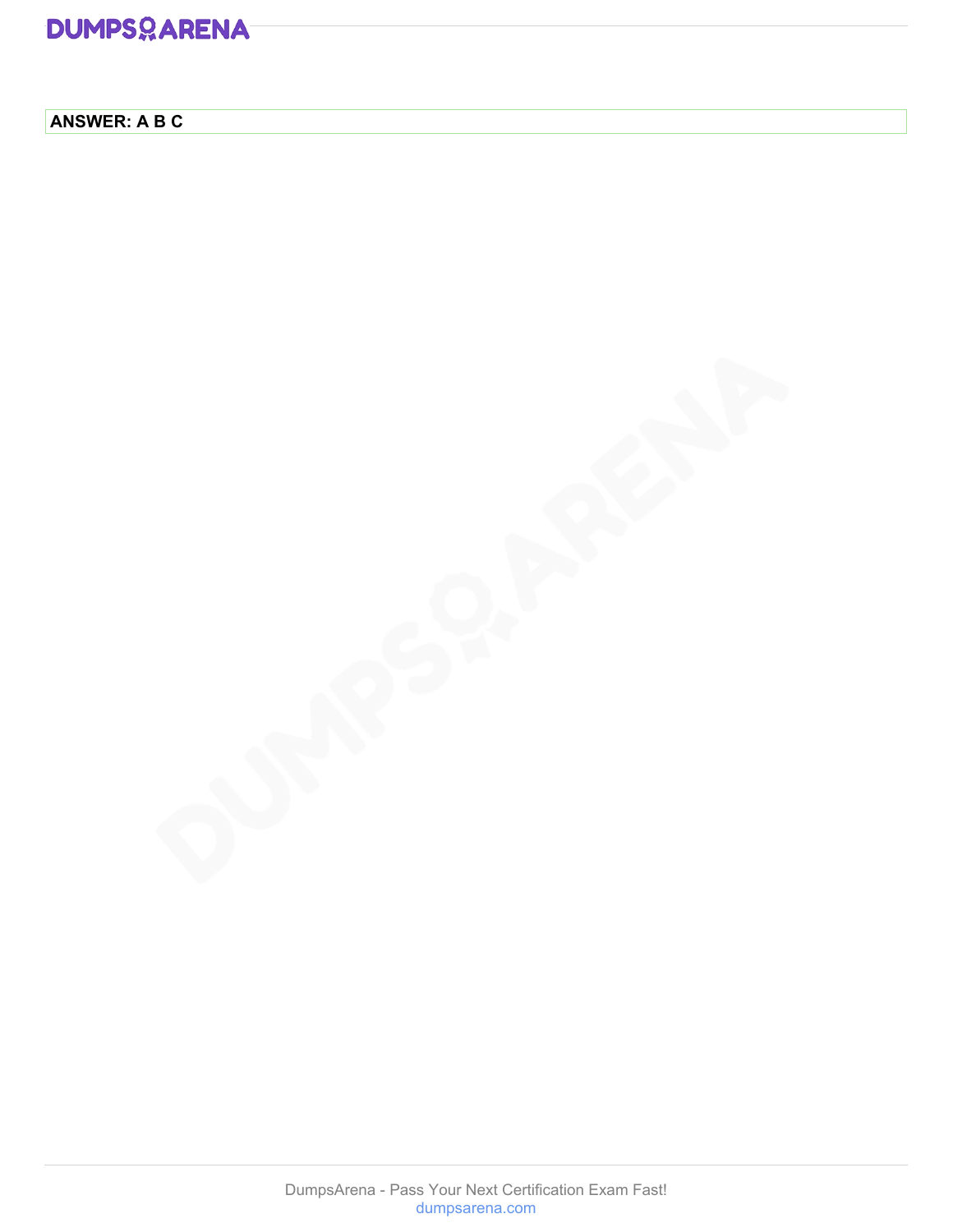**ANSWER: A B C**